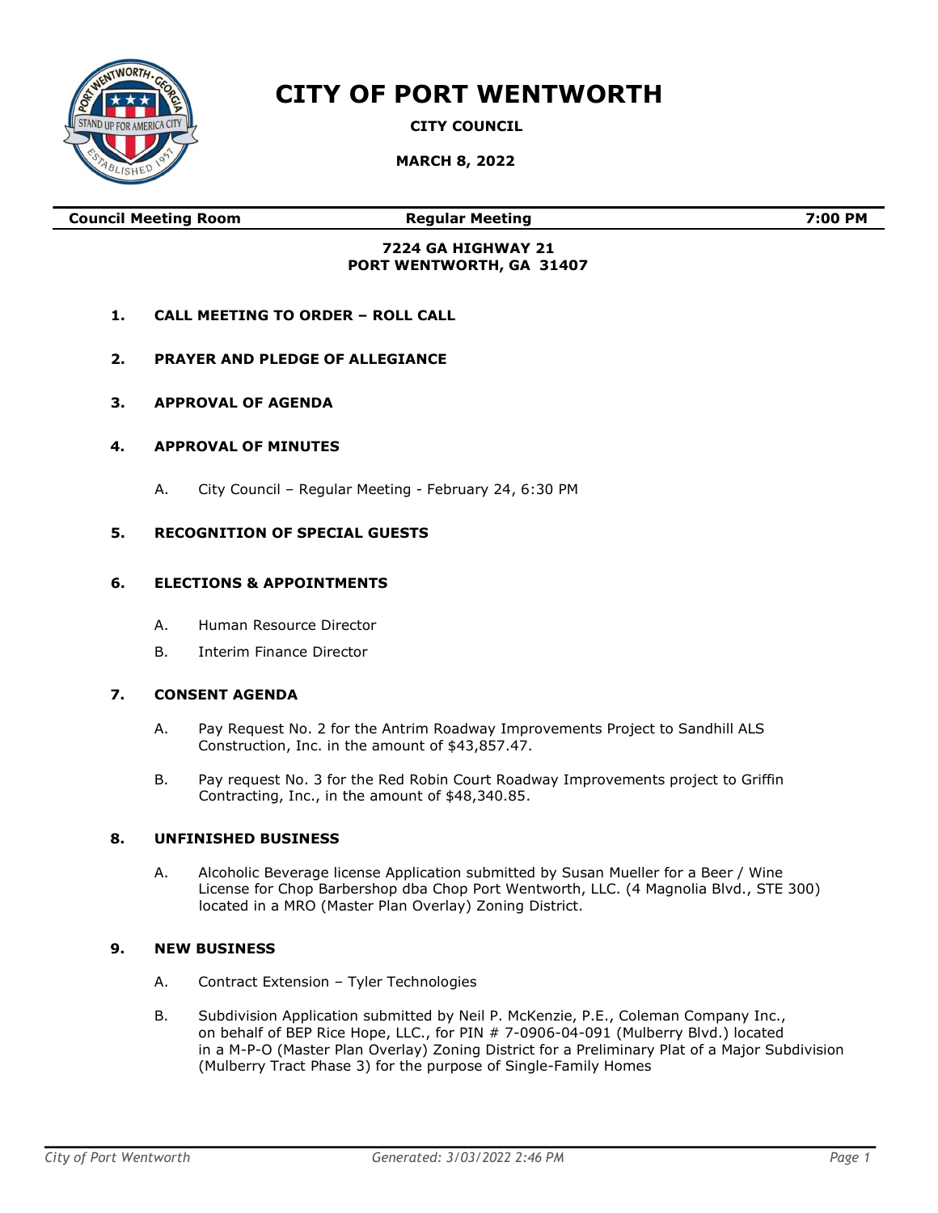# CITY OF PORT WENTWORTH

**CITY COUNCIL**

**MARCH 8, 2022**

| **Council Meeting Room** | **Regular Meeting** | **7:00 PM** |
|---|---|---|

**7224 GA HIGHWAY 21**
**PORT WENTWORTH, GA 31407**

**1. CALL MEETING TO ORDER – ROLL CALL**

**2. PRAYER AND PLEDGE OF ALLEGIANCE**

**3. APPROVAL OF AGENDA**

**4. APPROVAL OF MINUTES**

A. City Council – Regular Meeting - February 24, 6:30 PM

**5. RECOGNITION OF SPECIAL GUESTS**

**6. ELECTIONS & APPOINTMENTS**

A. Human Resource Director

B. Interim Finance Director

**7. CONSENT AGENDA**

A. Pay Request No. 2 for the Antrim Roadway Improvements Project to Sandhill ALS Construction, Inc. in the amount of $43,857.47.

B. Pay request No. 3 for the Red Robin Court Roadway Improvements project to Griffin Contracting, Inc., in the amount of $48,340.85.

**8. UNFINISHED BUSINESS**

A. Alcoholic Beverage license Application submitted by Susan Mueller for a Beer / Wine License for Chop Barbershop dba Chop Port Wentworth, LLC. (4 Magnolia Blvd., STE 300) located in a MRO (Master Plan Overlay) Zoning District.

**9. NEW BUSINESS**

A. Contract Extension – Tyler Technologies

B. Subdivision Application submitted by Neil P. McKenzie, P.E., Coleman Company Inc., on behalf of BEP Rice Hope, LLC., for PIN # 7-0906-04-091 (Mulberry Blvd.) located in a M-P-O (Master Plan Overlay) Zoning District for a Preliminary Plat of a Major Subdivision (Mulberry Tract Phase 3) for the purpose of Single-Family Homes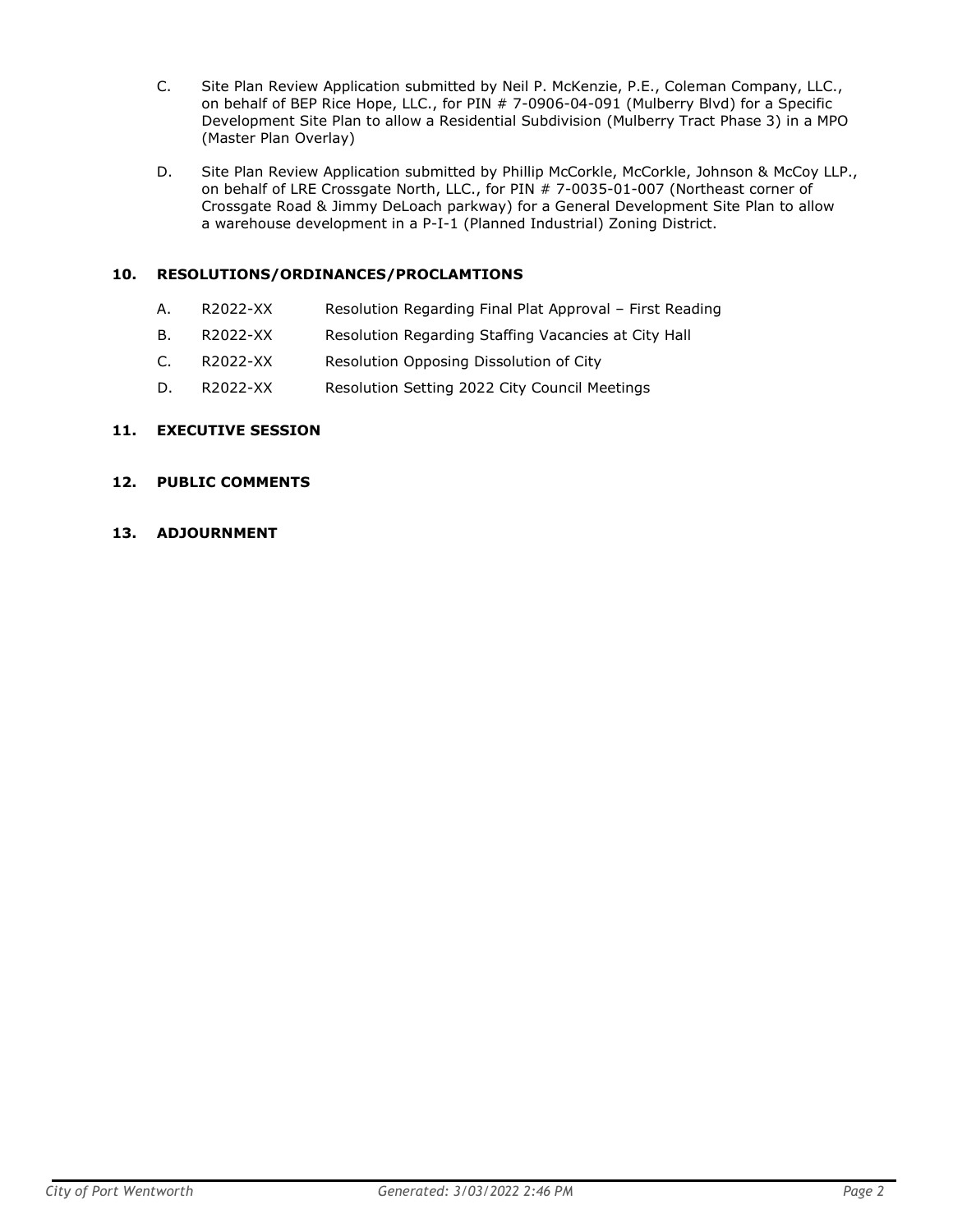C. Site Plan Review Application submitted by Neil P. McKenzie, P.E., Coleman Company, LLC., on behalf of BEP Rice Hope, LLC., for PIN # 7-0906-04-091 (Mulberry Blvd) for a Specific Development Site Plan to allow a Residential Subdivision (Mulberry Tract Phase 3) in a MPO (Master Plan Overlay)

D. Site Plan Review Application submitted by Phillip McCorkle, McCorkle, Johnson & McCoy LLP., on behalf of LRE Crossgate North, LLC., for PIN # 7-0035-01-007 (Northeast corner of Crossgate Road & Jimmy DeLoach parkway) for a General Development Site Plan to allow a warehouse development in a P-I-1 (Planned Industrial) Zoning District.

**10. RESOLUTIONS/ORDINANCES/PROCLAMTIONS**

A. R2022-XX Resolution Regarding Final Plat Approval – First Reading

B. R2022-XX Resolution Regarding Staffing Vacancies at City Hall

C. R2022-XX Resolution Opposing Dissolution of City

D. R2022-XX Resolution Setting 2022 City Council Meetings

**11. EXECUTIVE SESSION**

**12. PUBLIC COMMENTS**

**13. ADJOURNMENT**